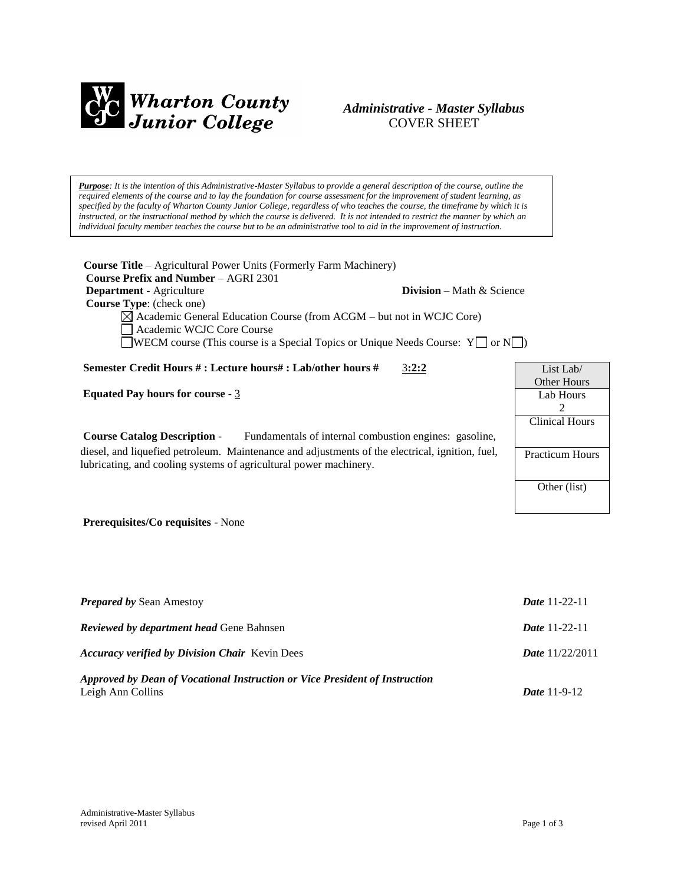# Wharton County Junior College

***Administrative - Master Syllabus***
COVER SHEET

***Purpose**: It is the intention of this Administrative-Master Syllabus to provide a general description of the course, outline the required elements of the course and to lay the foundation for course assessment for the improvement of student learning, as specified by the faculty of Wharton County Junior College, regardless of who teaches the course, the timeframe by which it is instructed, or the instructional method by which the course is delivered. It is not intended to restrict the manner by which an individual faculty member teaches the course but to be an administrative tool to aid in the improvement of instruction.*

**Course Title** – Agricultural Power Units (Formerly Farm Machinery)
**Course Prefix and Number** – AGRI 2301
**Department** - Agriculture **Division** – Math & Science
**Course Type**: (check one)

- ☒ Academic General Education Course (from ACGM – but not in WCJC Core)
- ☐ Academic WCJC Core Course
- ☐ WECM course (This course is a Special Topics or Unique Needs Course: Y☐ or N☐)

**Semester Credit Hours # : Lecture hours# : Lab/other hours #** 3**:2:2**

**Equated Pay hours for course** - 3

| List Lab/ Other Hours |
|---|
| Lab Hours 2 |
| Clinical Hours |
| Practicum Hours |
| Other (list) |

**Course Catalog Description** - Fundamentals of internal combustion engines: gasoline, diesel, and liquefied petroleum. Maintenance and adjustments of the electrical, ignition, fuel, lubricating, and cooling systems of agricultural power machinery.

**Prerequisites/Co requisites** - None

***Prepared by*** Sean Amestoy ***Date*** 11-22-11

***Reviewed by department head*** Gene Bahnsen ***Date*** 11-22-11

***Accuracy verified by Division Chair*** Kevin Dees ***Date*** 11/22/2011

***Approved by Dean of Vocational Instruction or Vice President of Instruction***
Leigh Ann Collins ***Date*** 11-9-12

Administrative-Master Syllabus
revised April 2011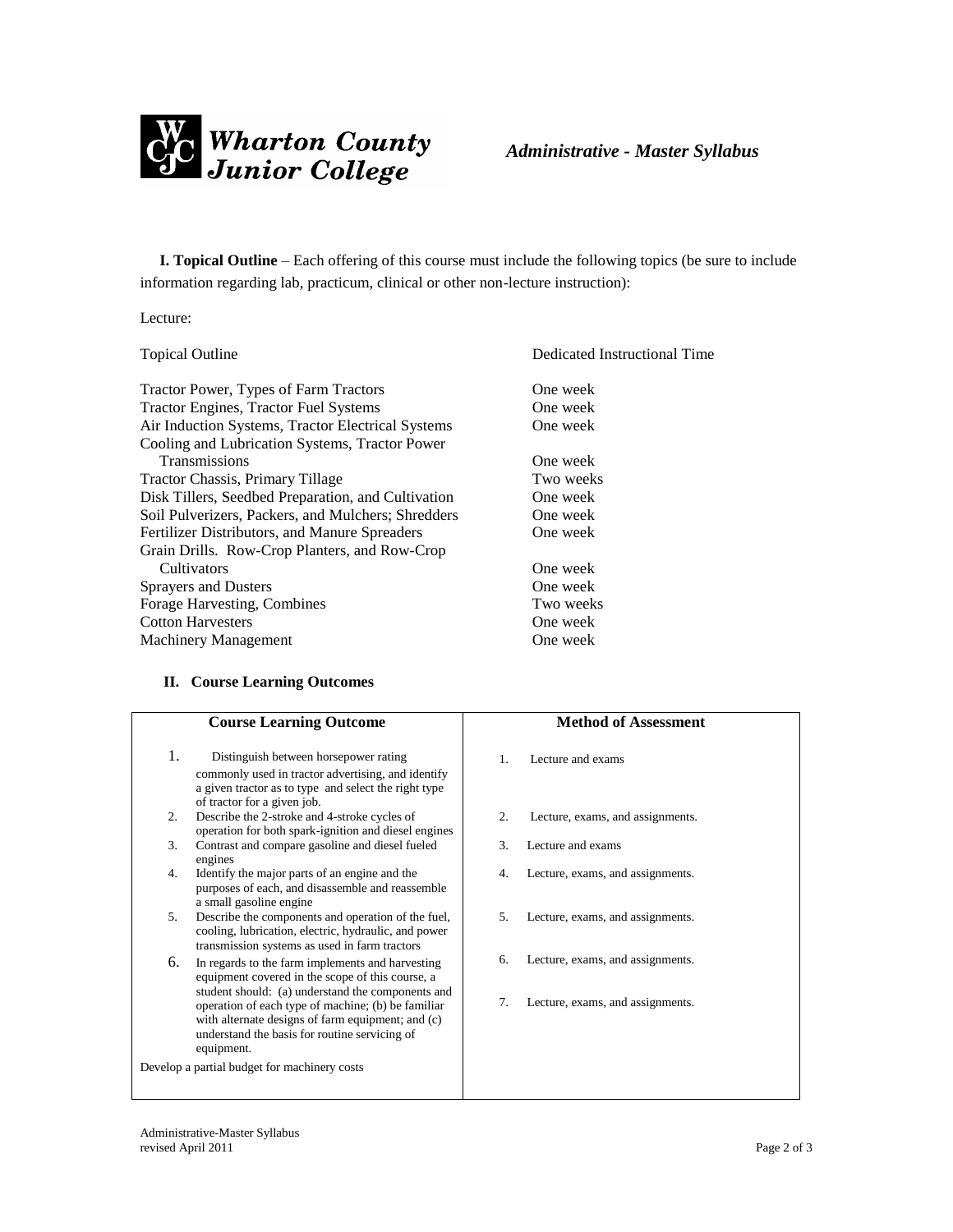**I. Topical Outline** – Each offering of this course must include the following topics (be sure to include information regarding lab, practicum, clinical or other non-lecture instruction):

Lecture:

| Topical Outline | Dedicated Instructional Time |
|---|---|
| Tractor Power, Types of Farm Tractors | One week |
| Tractor Engines, Tractor Fuel Systems | One week |
| Air Induction Systems, Tractor Electrical Systems | One week |
| Cooling and Lubrication Systems, Tractor Power Transmissions | One week |
| Tractor Chassis, Primary Tillage | Two weeks |
| Disk Tillers, Seedbed Preparation, and Cultivation | One week |
| Soil Pulverizers, Packers, and Mulchers; Shredders | One week |
| Fertilizer Distributors, and Manure Spreaders | One week |
| Grain Drills. Row-Crop Planters, and Row-Crop Cultivators | One week |
| Sprayers and Dusters | One week |
| Forage Harvesting, Combines | Two weeks |
| Cotton Harvesters | One week |
| Machinery Management | One week |

**II. Course Learning Outcomes**

| Course Learning Outcome | Method of Assessment |
|---|---|
| 1. Distinguish between horsepower rating commonly used in tractor advertising, and identify a given tractor as to type and select the right type of tractor for a given job. | 1. Lecture and exams |
| 2. Describe the 2-stroke and 4-stroke cycles of operation for both spark-ignition and diesel engines | 2. Lecture, exams, and assignments. |
| 3. Contrast and compare gasoline and diesel fueled engines | 3. Lecture and exams |
| 4. Identify the major parts of an engine and the purposes of each, and disassemble and reassemble a small gasoline engine | 4. Lecture, exams, and assignments. |
| 5. Describe the components and operation of the fuel, cooling, lubrication, electric, hydraulic, and power transmission systems as used in farm tractors | 5. Lecture, exams, and assignments. |
| 6. In regards to the farm implements and harvesting equipment covered in the scope of this course, a student should: (a) understand the components and operation of each type of machine; (b) be familiar with alternate designs of farm equipment; and (c) understand the basis for routine servicing of equipment. | 6. Lecture, exams, and assignments. |
| Develop a partial budget for machinery costs | 7. Lecture, exams, and assignments. |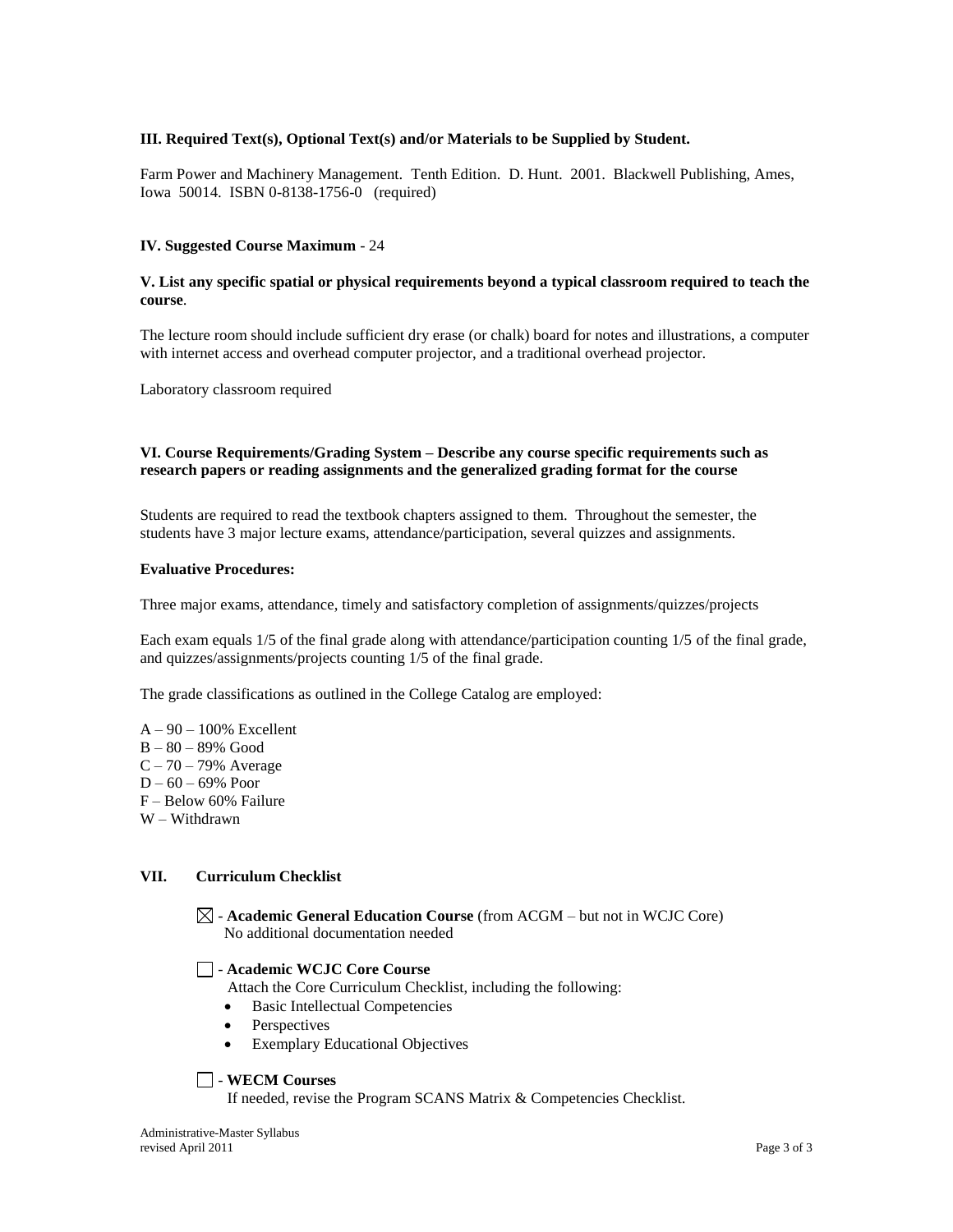**III. Required Text(s), Optional Text(s) and/or Materials to be Supplied by Student.**

Farm Power and Machinery Management. Tenth Edition. D. Hunt. 2001. Blackwell Publishing, Ames, Iowa 50014. ISBN 0-8138-1756-0 (required)

**IV. Suggested Course Maximum** - 24

**V. List any specific spatial or physical requirements beyond a typical classroom required to teach the course**.

The lecture room should include sufficient dry erase (or chalk) board for notes and illustrations, a computer with internet access and overhead computer projector, and a traditional overhead projector.

Laboratory classroom required

**VI. Course Requirements/Grading System – Describe any course specific requirements such as research papers or reading assignments and the generalized grading format for the course**

Students are required to read the textbook chapters assigned to them. Throughout the semester, the students have 3 major lecture exams, attendance/participation, several quizzes and assignments.

**Evaluative Procedures:**

Three major exams, attendance, timely and satisfactory completion of assignments/quizzes/projects

Each exam equals 1/5 of the final grade along with attendance/participation counting 1/5 of the final grade, and quizzes/assignments/projects counting 1/5 of the final grade.

The grade classifications as outlined in the College Catalog are employed:

A – 90 – 100% Excellent
B – 80 – 89% Good
C – 70 – 79% Average
D – 60 – 69% Poor
F – Below 60% Failure
W – Withdrawn

**VII. Curriculum Checklist**

☒ - **Academic General Education Course** (from ACGM – but not in WCJC Core)
No additional documentation needed

☐ - **Academic WCJC Core Course**
Attach the Core Curriculum Checklist, including the following:

- Basic Intellectual Competencies
- Perspectives
- Exemplary Educational Objectives

☐ - **WECM Courses**
If needed, revise the Program SCANS Matrix & Competencies Checklist.